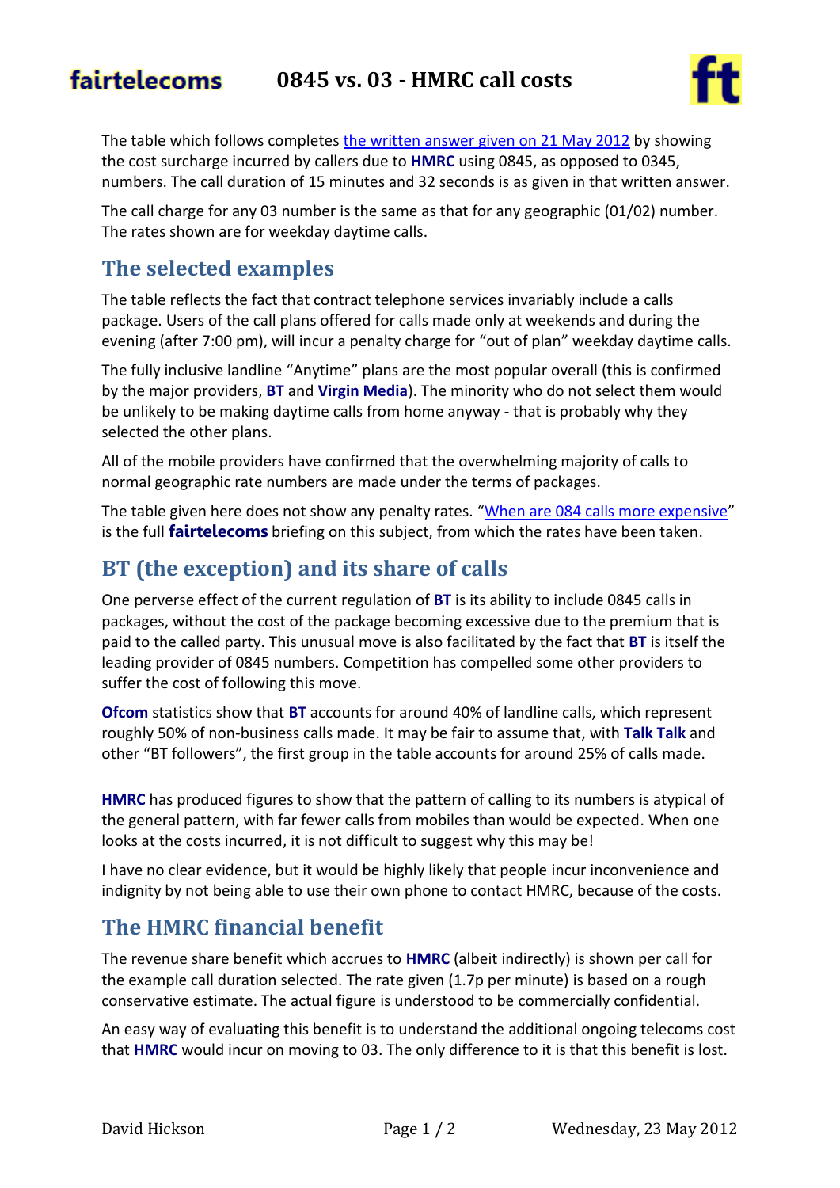# fairtelecoms 0845 vs. 03 - HMRC call costs

The table which follows completes the written answer given on 21 May 2012 by showing the cost surcharge incurred by callers due to **HMRC** using 0845, as opposed to 0345, numbers. The call duration of 15 minutes and 32 seconds is as given in that written answer.

The call charge for any 03 number is the same as that for any geographic (01/02) number. The rates shown are for weekday daytime calls.

## The selected examples

The table reflects the fact that contract telephone services invariably include a calls package. Users of the call plans offered for calls made only at weekends and during the evening (after 7:00 pm), will incur a penalty charge for "out of plan" weekday daytime calls.

The fully inclusive landline "Anytime" plans are the most popular overall (this is confirmed by the major providers, **BT** and **Virgin Media**). The minority who do not select them would be unlikely to be making daytime calls from home anyway - that is probably why they selected the other plans.

All of the mobile providers have confirmed that the overwhelming majority of calls to normal geographic rate numbers are made under the terms of packages.

The table given here does not show any penalty rates. "When are 084 calls more expensive" is the full **fairtelecoms** briefing on this subject, from which the rates have been taken.

## BT (the exception) and its share of calls

One perverse effect of the current regulation of **BT** is its ability to include 0845 calls in packages, without the cost of the package becoming excessive due to the premium that is paid to the called party. This unusual move is also facilitated by the fact that **BT** is itself the leading provider of 0845 numbers. Competition has compelled some other providers to suffer the cost of following this move.

**Ofcom** statistics show that **BT** accounts for around 40% of landline calls, which represent roughly 50% of non-business calls made. It may be fair to assume that, with **Talk Talk** and other "BT followers", the first group in the table accounts for around 25% of calls made.

**HMRC** has produced figures to show that the pattern of calling to its numbers is atypical of the general pattern, with far fewer calls from mobiles than would be expected. When one looks at the costs incurred, it is not difficult to suggest why this may be!

I have no clear evidence, but it would be highly likely that people incur inconvenience and indignity by not being able to use their own phone to contact HMRC, because of the costs.

## The HMRC financial benefit

The revenue share benefit which accrues to **HMRC** (albeit indirectly) is shown per call for the example call duration selected. The rate given (1.7p per minute) is based on a rough conservative estimate. The actual figure is understood to be commercially confidential.

An easy way of evaluating this benefit is to understand the additional ongoing telecoms cost that **HMRC** would incur on moving to 03. The only difference to it is that this benefit is lost.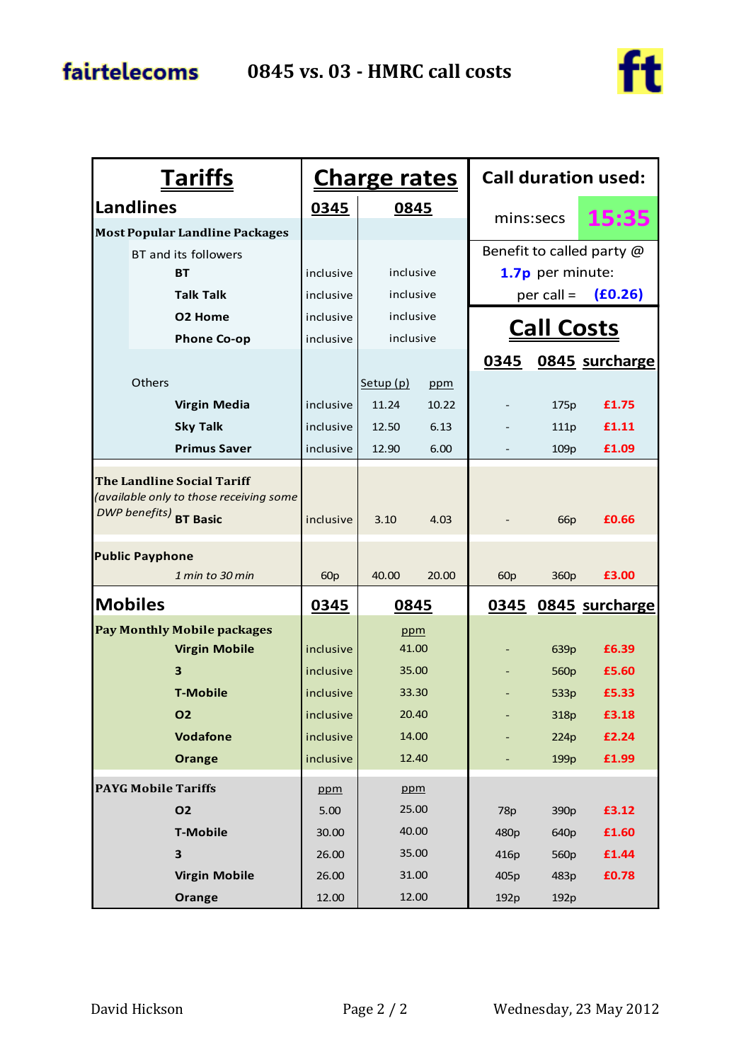# fairtelecoms 0845 vs. 03 - HMRC call costs

| Tariffs | Charge rates | | | Call duration used: | | |
|---|---|---|---|---|---|---|
| **Landlines** | **0345** | **0845** | | mins:secs | | **15:35** |
| **Most Popular Landline Packages** | | | | | | |
| BT and its followers | | | | Benefit to called party @ **1.7p** per minute: | | |
| **BT** | inclusive | inclusive | | per call = | | **(£0.26)** |
| **Talk Talk** | inclusive | inclusive | | **Call Costs** | | |
| **O2 Home** | inclusive | inclusive | | | | |
| **Phone Co-op** | inclusive | inclusive | | **0345** | **0845** | **surcharge** |
| Others | | Setup (p) | ppm | | | |
| **Virgin Media** | inclusive | 11.24 | 10.22 | - | 175p | **£1.75** |
| **Sky Talk** | inclusive | 12.50 | 6.13 | - | 111p | **£1.11** |
| **Primus Saver** | inclusive | 12.90 | 6.00 | - | 109p | **£1.09** |
| **The Landline Social Tariff** *(available only to those receiving some DWP benefits)* **BT Basic** | inclusive | 3.10 | 4.03 | - | 66p | **£0.66** |
| **Public Payphone** *1 min to 30 min* | 60p | 40.00 | 20.00 | 60p | 360p | **£3.00** |
| **Mobiles** | **0345** | **0845** | | **0345** | **0845** | **surcharge** |
| **Pay Monthly Mobile packages** | | ppm | | | | |
| **Virgin Mobile** | inclusive | 41.00 | | - | 639p | **£6.39** |
| **3** | inclusive | 35.00 | | - | 560p | **£5.60** |
| **T-Mobile** | inclusive | 33.30 | | - | 533p | **£5.33** |
| **O2** | inclusive | 20.40 | | - | 318p | **£3.18** |
| **Vodafone** | inclusive | 14.00 | | - | 224p | **£2.24** |
| **Orange** | inclusive | 12.40 | | - | 199p | **£1.99** |
| **PAYG Mobile Tariffs** | ppm | ppm | | | | |
| **O2** | 5.00 | 25.00 | | 78p | 390p | **£3.12** |
| **T-Mobile** | 30.00 | 40.00 | | 480p | 640p | **£1.60** |
| **3** | 26.00 | 35.00 | | 416p | 560p | **£1.44** |
| **Virgin Mobile** | 26.00 | 31.00 | | 405p | 483p | **£0.78** |
| **Orange** | 12.00 | 12.00 | | 192p | 192p | |

David Hickson — Wednesday, 23 May 2012